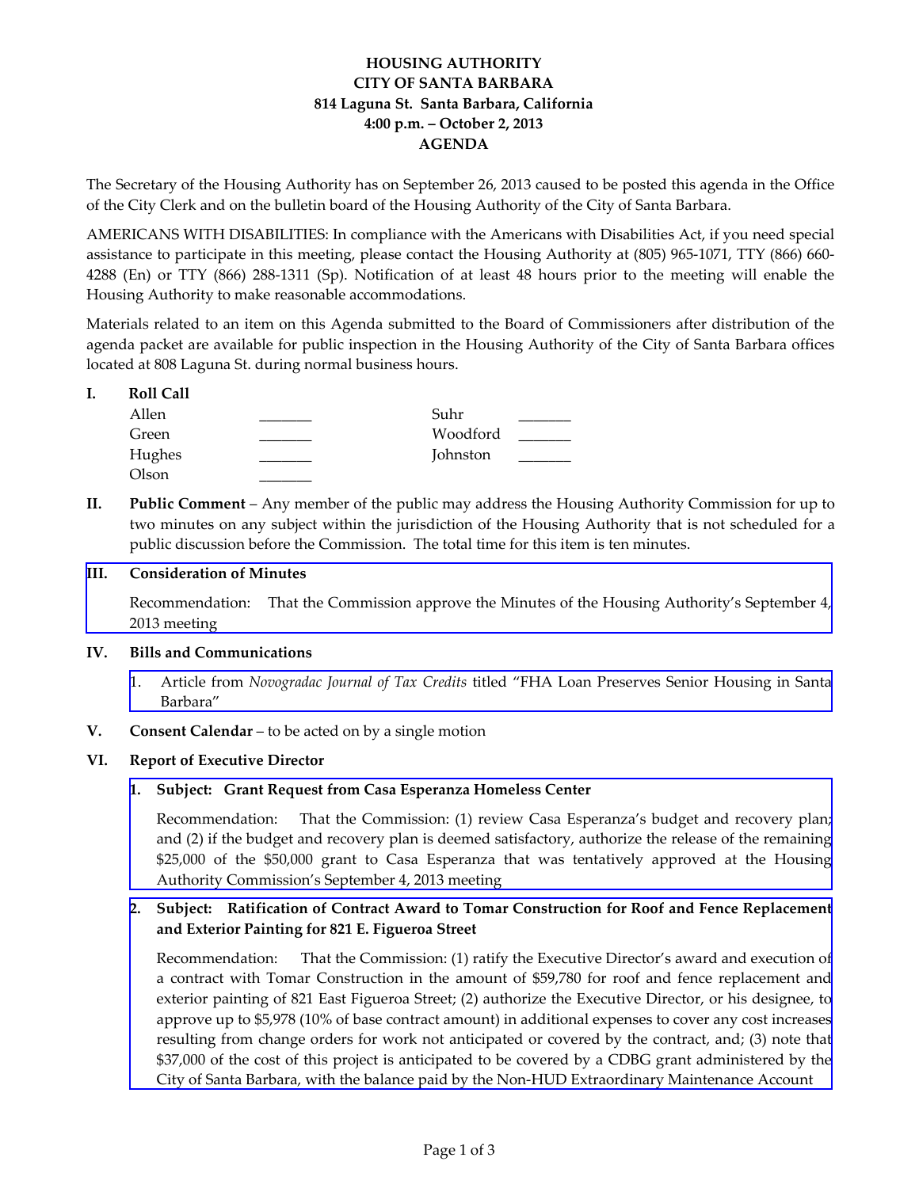**HOUSING AUTHORITY**
**CITY OF SANTA BARBARA**
**814 Laguna St. Santa Barbara, California**
**4:00 p.m. – October 2, 2013**
**AGENDA**

The Secretary of the Housing Authority has on September 26, 2013 caused to be posted this agenda in the Office of the City Clerk and on the bulletin board of the Housing Authority of the City of Santa Barbara.

AMERICANS WITH DISABILITIES: In compliance with the Americans with Disabilities Act, if you need special assistance to participate in this meeting, please contact the Housing Authority at (805) 965-1071, TTY (866) 660-4288 (En) or TTY (866) 288-1311 (Sp). Notification of at least 48 hours prior to the meeting will enable the Housing Authority to make reasonable accommodations.

Materials related to an item on this Agenda submitted to the Board of Commissioners after distribution of the agenda packet are available for public inspection in the Housing Authority of the City of Santa Barbara offices located at 808 Laguna St. during normal business hours.

**I. Roll Call**

| | | | |
|---|---|---|---|
| Allen | _______ | Suhr | _______ |
| Green | _______ | Woodford | _______ |
| Hughes | _______ | Johnston | _______ |
| Olson | _______ | | |

**II. Public Comment** – Any member of the public may address the Housing Authority Commission for up to two minutes on any subject within the jurisdiction of the Housing Authority that is not scheduled for a public discussion before the Commission. The total time for this item is ten minutes.

**III. Consideration of Minutes**

Recommendation: That the Commission approve the Minutes of the Housing Authority's September 4, 2013 meeting

**IV. Bills and Communications**

1. Article from *Novogradac Journal of Tax Credits* titled "FHA Loan Preserves Senior Housing in Santa Barbara"

**V. Consent Calendar** – to be acted on by a single motion

**VI. Report of Executive Director**

**1. Subject: Grant Request from Casa Esperanza Homeless Center**

Recommendation: That the Commission: (1) review Casa Esperanza's budget and recovery plan; and (2) if the budget and recovery plan is deemed satisfactory, authorize the release of the remaining $25,000 of the $50,000 grant to Casa Esperanza that was tentatively approved at the Housing Authority Commission's September 4, 2013 meeting

**2. Subject: Ratification of Contract Award to Tomar Construction for Roof and Fence Replacement and Exterior Painting for 821 E. Figueroa Street**

Recommendation: That the Commission: (1) ratify the Executive Director's award and execution of a contract with Tomar Construction in the amount of $59,780 for roof and fence replacement and exterior painting of 821 East Figueroa Street; (2) authorize the Executive Director, or his designee, to approve up to $5,978 (10% of base contract amount) in additional expenses to cover any cost increases resulting from change orders for work not anticipated or covered by the contract, and; (3) note that $37,000 of the cost of this project is anticipated to be covered by a CDBG grant administered by the City of Santa Barbara, with the balance paid by the Non-HUD Extraordinary Maintenance Account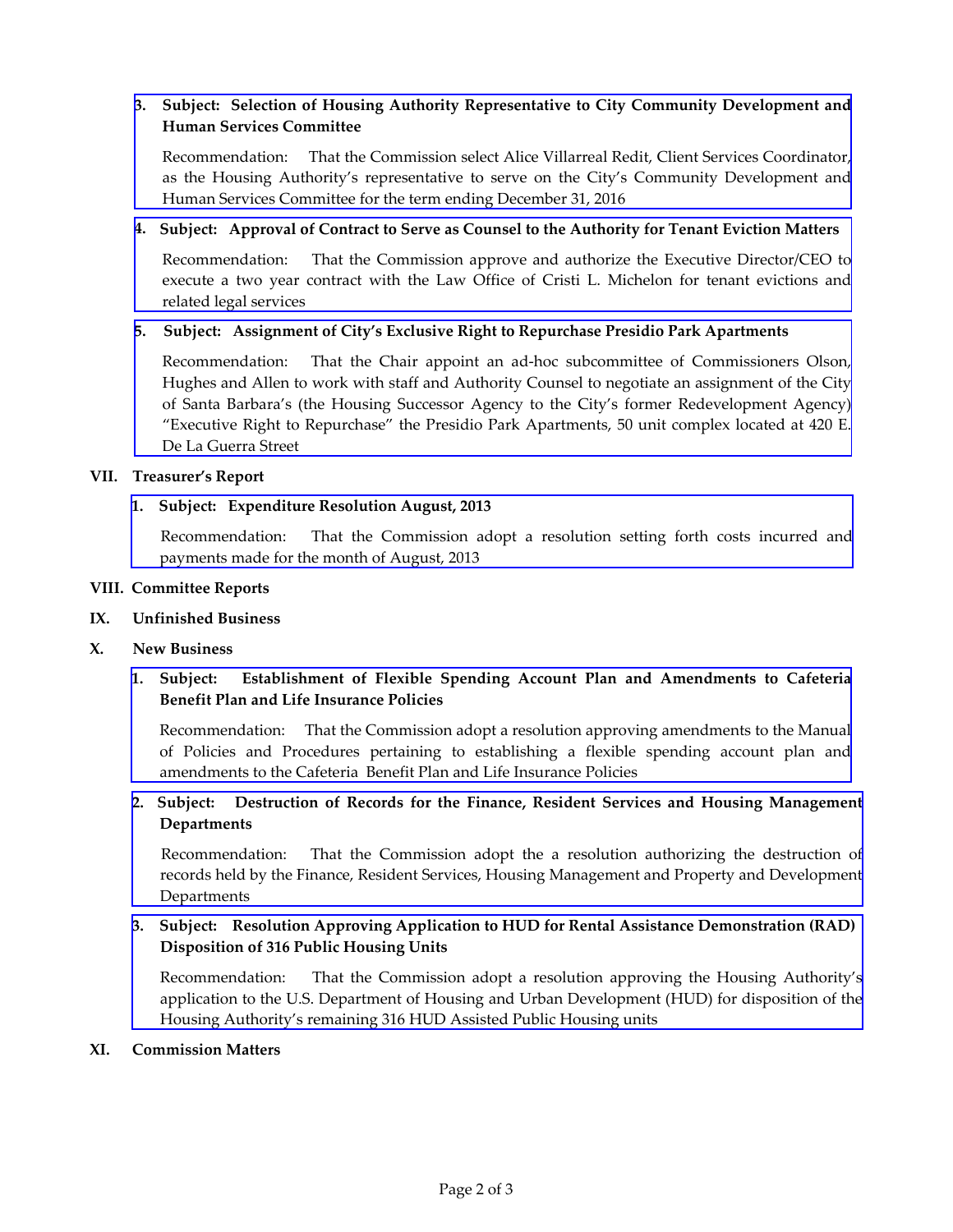3. **Subject: Selection of Housing Authority Representative to City Community Development and Human Services Committee**

   Recommendation: That the Commission select Alice Villarreal Redit, Client Services Coordinator, as the Housing Authority's representative to serve on the City's Community Development and Human Services Committee for the term ending December 31, 2016

4. **Subject: Approval of Contract to Serve as Counsel to the Authority for Tenant Eviction Matters**

   Recommendation: That the Commission approve and authorize the Executive Director/CEO to execute a two year contract with the Law Office of Cristi L. Michelon for tenant evictions and related legal services

5. **Subject: Assignment of City's Exclusive Right to Repurchase Presidio Park Apartments**

   Recommendation: That the Chair appoint an ad-hoc subcommittee of Commissioners Olson, Hughes and Allen to work with staff and Authority Counsel to negotiate an assignment of the City of Santa Barbara's (the Housing Successor Agency to the City's former Redevelopment Agency) "Executive Right to Repurchase" the Presidio Park Apartments, 50 unit complex located at 420 E. De La Guerra Street

**VII. Treasurer's Report**

1. **Subject: Expenditure Resolution August, 2013**

   Recommendation: That the Commission adopt a resolution setting forth costs incurred and payments made for the month of August, 2013

**VIII. Committee Reports**

**IX. Unfinished Business**

**X. New Business**

1. **Subject: Establishment of Flexible Spending Account Plan and Amendments to Cafeteria Benefit Plan and Life Insurance Policies**

   Recommendation: That the Commission adopt a resolution approving amendments to the Manual of Policies and Procedures pertaining to establishing a flexible spending account plan and amendments to the Cafeteria Benefit Plan and Life Insurance Policies

2. **Subject: Destruction of Records for the Finance, Resident Services and Housing Management Departments**

   Recommendation: That the Commission adopt the a resolution authorizing the destruction of records held by the Finance, Resident Services, Housing Management and Property and Development Departments

3. **Subject: Resolution Approving Application to HUD for Rental Assistance Demonstration (RAD) Disposition of 316 Public Housing Units**

   Recommendation: That the Commission adopt a resolution approving the Housing Authority's application to the U.S. Department of Housing and Urban Development (HUD) for disposition of the Housing Authority's remaining 316 HUD Assisted Public Housing units

**XI. Commission Matters**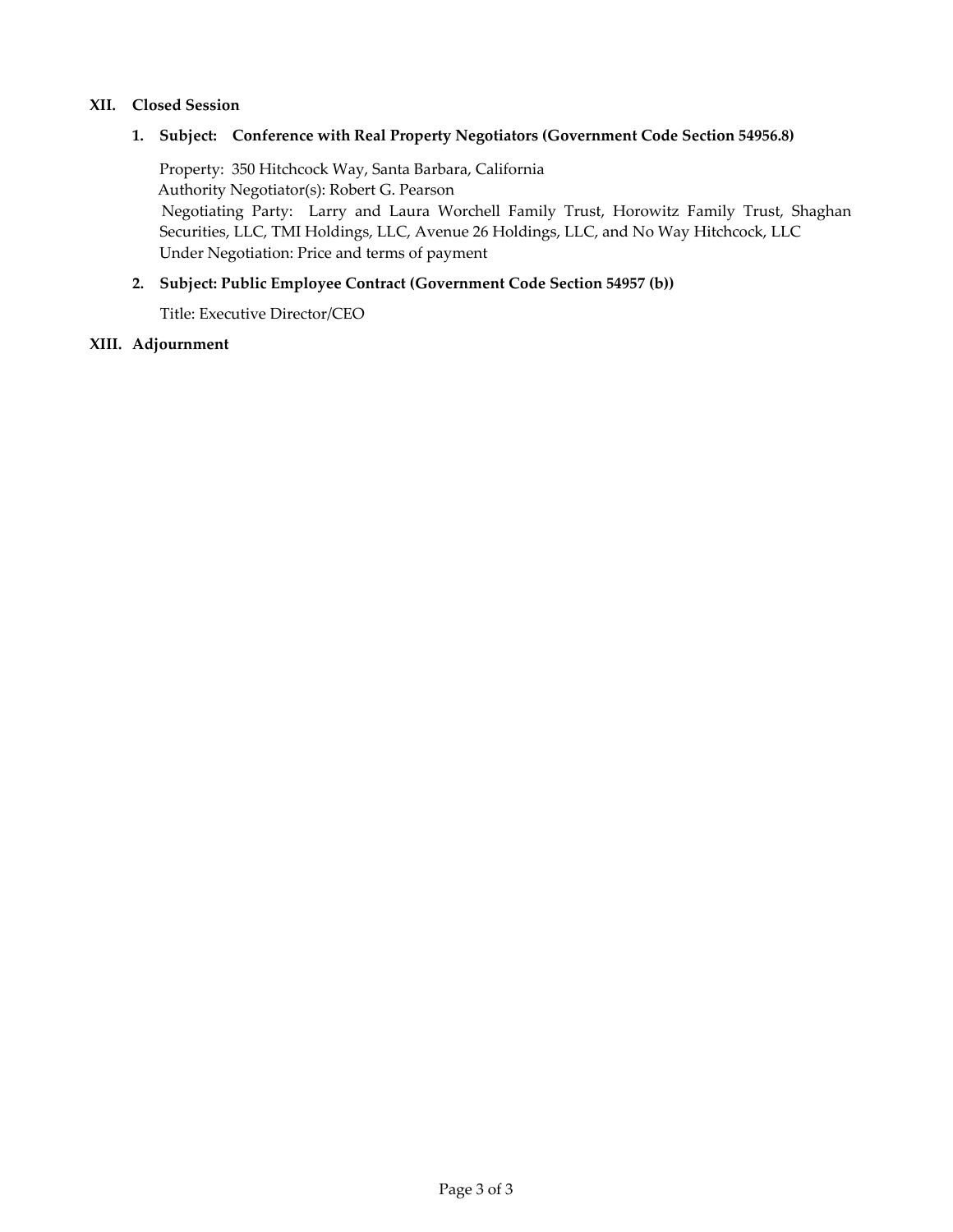## XII. Closed Session

### 1. Subject: Conference with Real Property Negotiators (Government Code Section 54956.8)

Property: 350 Hitchcock Way, Santa Barbara, California
Authority Negotiator(s): Robert G. Pearson
Negotiating Party: Larry and Laura Worchell Family Trust, Horowitz Family Trust, Shaghan Securities, LLC, TMI Holdings, LLC, Avenue 26 Holdings, LLC, and No Way Hitchcock, LLC
Under Negotiation: Price and terms of payment

### 2. Subject: Public Employee Contract (Government Code Section 54957 (b))

Title: Executive Director/CEO

## XIII. Adjournment